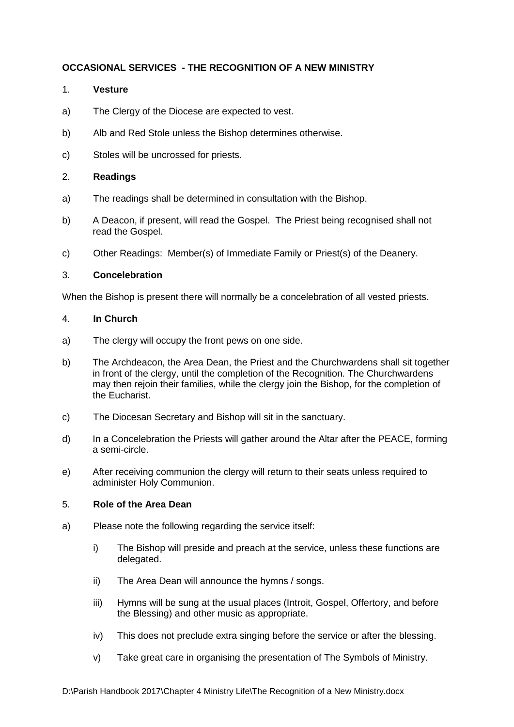**OCCASIONAL SERVICES - THE RECOGNITION OF A NEW MINISTRY**

1. **Vesture**

a) The Clergy of the Diocese are expected to vest.

b) Alb and Red Stole unless the Bishop determines otherwise.

c) Stoles will be uncrossed for priests.

2. **Readings**

a) The readings shall be determined in consultation with the Bishop.

b) A Deacon, if present, will read the Gospel. The Priest being recognised shall not read the Gospel.

c) Other Readings: Member(s) of Immediate Family or Priest(s) of the Deanery.

3. **Concelebration**

When the Bishop is present there will normally be a concelebration of all vested priests.

4. **In Church**

a) The clergy will occupy the front pews on one side.

b) The Archdeacon, the Area Dean, the Priest and the Churchwardens shall sit together in front of the clergy, until the completion of the Recognition. The Churchwardens may then rejoin their families, while the clergy join the Bishop, for the completion of the Eucharist.

c) The Diocesan Secretary and Bishop will sit in the sanctuary.

d) In a Concelebration the Priests will gather around the Altar after the PEACE, forming a semi-circle.

e) After receiving communion the clergy will return to their seats unless required to administer Holy Communion.

5. **Role of the Area Dean**

a) Please note the following regarding the service itself:

   i) The Bishop will preside and preach at the service, unless these functions are delegated.

   ii) The Area Dean will announce the hymns / songs.

   iii) Hymns will be sung at the usual places (Introit, Gospel, Offertory, and before the Blessing) and other music as appropriate.

   iv) This does not preclude extra singing before the service or after the blessing.

   v) Take great care in organising the presentation of The Symbols of Ministry.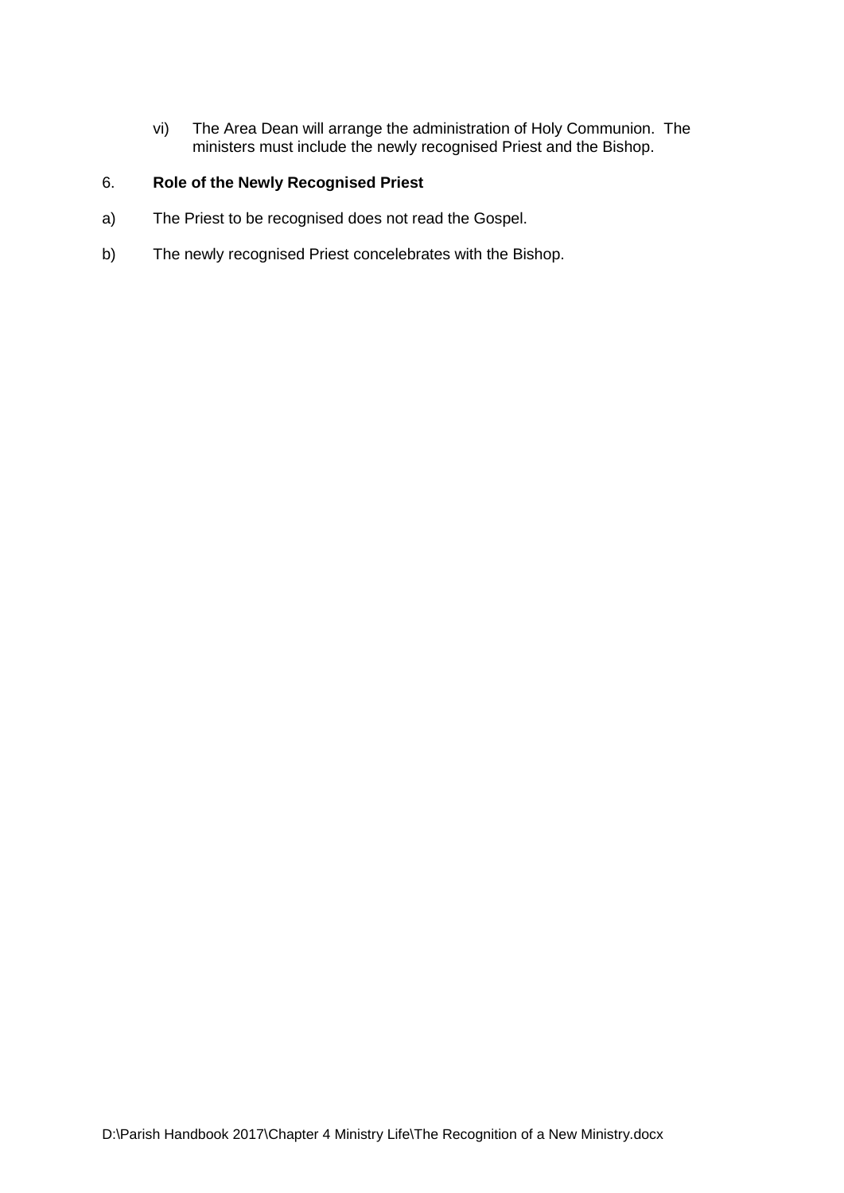vi) The Area Dean will arrange the administration of Holy Communion. The ministers must include the newly recognised Priest and the Bishop.

6. **Role of the Newly Recognised Priest**

a) The Priest to be recognised does not read the Gospel.

b) The newly recognised Priest concelebrates with the Bishop.